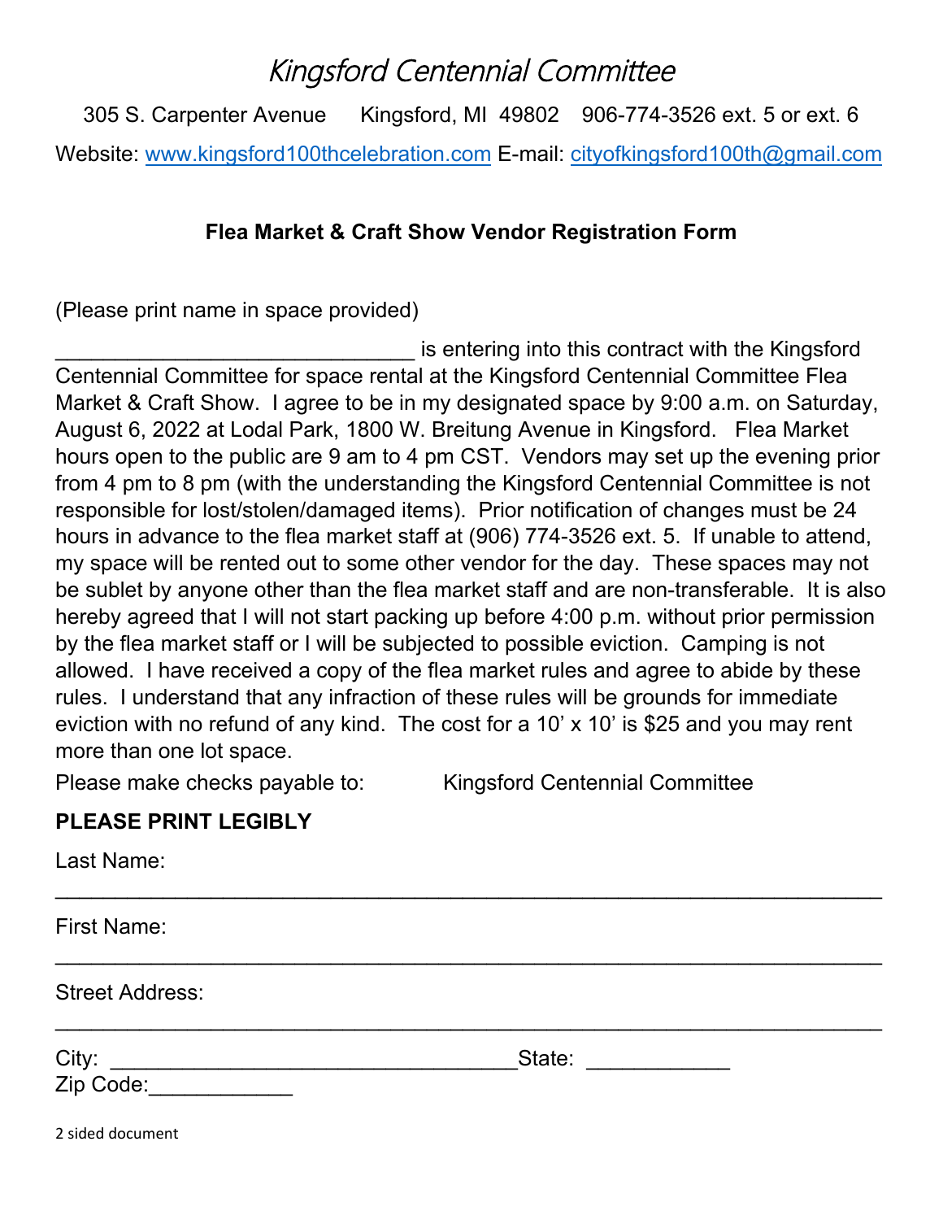# *Kingsford Centennial Committee*

305 S. Carpenter Avenue Kingsford, MI 49802 906-774-3526 ext. 5 or ext. 6

Website: www.kingsford100thcelebration.com E-mail: cityofkingsford100th@gmail.com

**Flea Market & Craft Show Vendor Registration Form**

(Please print name in space provided)

______________________________ is entering into this contract with the Kingsford Centennial Committee for space rental at the Kingsford Centennial Committee Flea Market & Craft Show. I agree to be in my designated space by 9:00 a.m. on Saturday, August 6, 2022 at Lodal Park, 1800 W. Breitung Avenue in Kingsford. Flea Market hours open to the public are 9 am to 4 pm CST. Vendors may set up the evening prior from 4 pm to 8 pm (with the understanding the Kingsford Centennial Committee is not responsible for lost/stolen/damaged items). Prior notification of changes must be 24 hours in advance to the flea market staff at (906) 774-3526 ext. 5. If unable to attend, my space will be rented out to some other vendor for the day. These spaces may not be sublet by anyone other than the flea market staff and are non-transferable. It is also hereby agreed that I will not start packing up before 4:00 p.m. without prior permission by the flea market staff or I will be subjected to possible eviction. Camping is not allowed. I have received a copy of the flea market rules and agree to abide by these rules. I understand that any infraction of these rules will be grounds for immediate eviction with no refund of any kind. The cost for a 10' x 10' is $25 and you may rent more than one lot space.

Please make checks payable to: Kingsford Centennial Committee

**PLEASE PRINT LEGIBLY**

Last Name:

______________________________________________________________________

First Name:

______________________________________________________________________

Street Address:

______________________________________________________________________

City: __________________________________ State: ____________

Zip Code:____________

2 sided document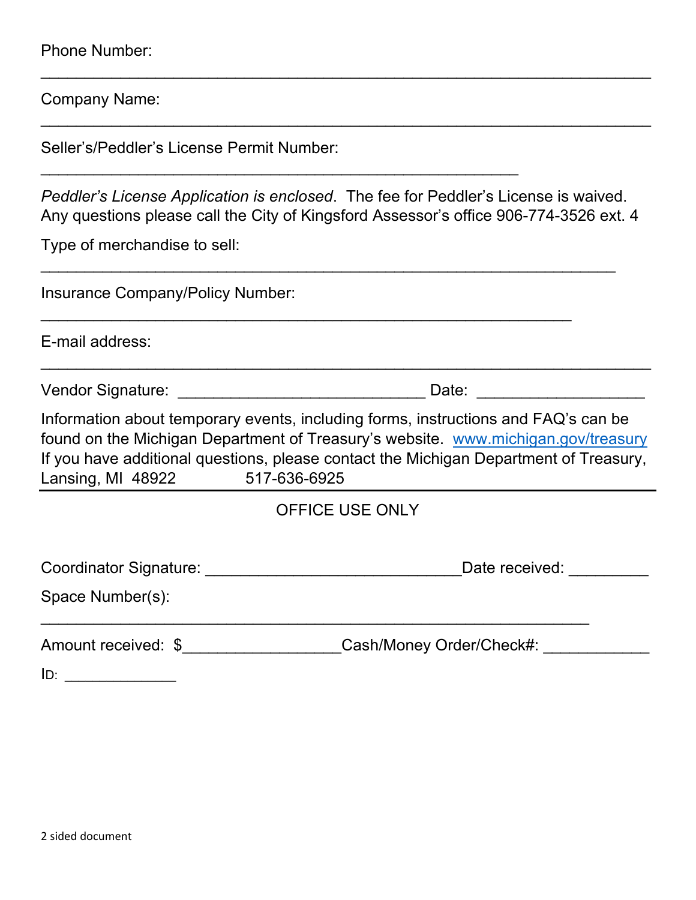Phone Number:

_______________________________________________________________

Company Name:

_______________________________________________________________

Seller's/Peddler's License Permit Number:

__________________________________________________

*Peddler's License Application is enclosed*. The fee for Peddler's License is waived. Any questions please call the City of Kingsford Assessor's office 906-774-3526 ext. 4

Type of merchandise to sell:

____________________________________________________________

Insurance Company/Policy Number:

_______________________________________________________

E-mail address:

_______________________________________________________________

Vendor Signature: __________________________ Date: _________________

Information about temporary events, including forms, instructions and FAQ's can be found on the Michigan Department of Treasury's website. www.michigan.gov/treasury
If you have additional questions, please contact the Michigan Department of Treasury, Lansing, MI 48922 517-636-6925

---

OFFICE USE ONLY

Coordinator Signature: ___________________________Date received: _________

Space Number(s):

_________________________________________________________

Amount received: $_________________Cash/Money Order/Check#: ___________

ID: ____________

2 sided document